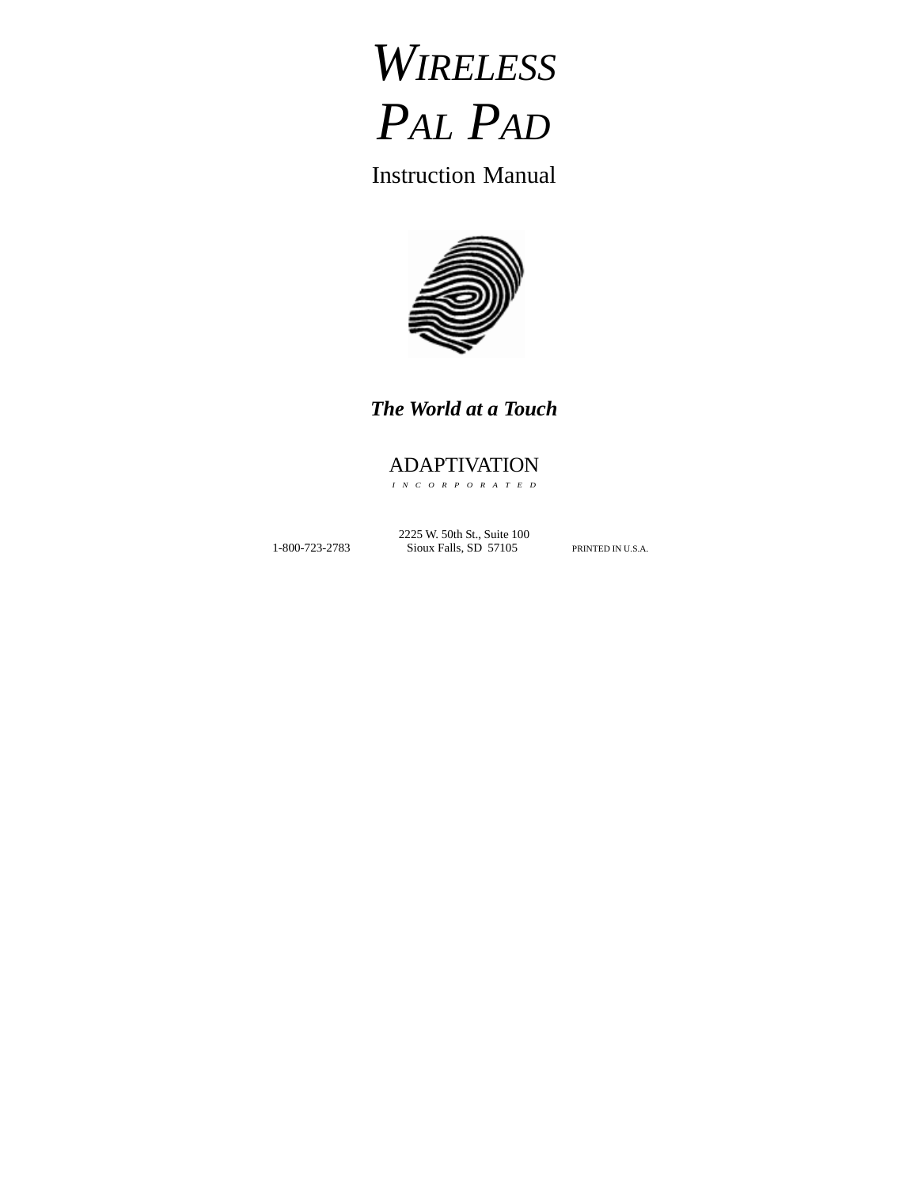# WIRELESS PAL PAD

## Instruction Manual

***The World at a Touch***

ADAPTIVATION

INCORPORATED

2225 W. 50th St., Suite 100
Sioux Falls, SD 57105

1-800-723-2783

PRINTED IN U.S.A.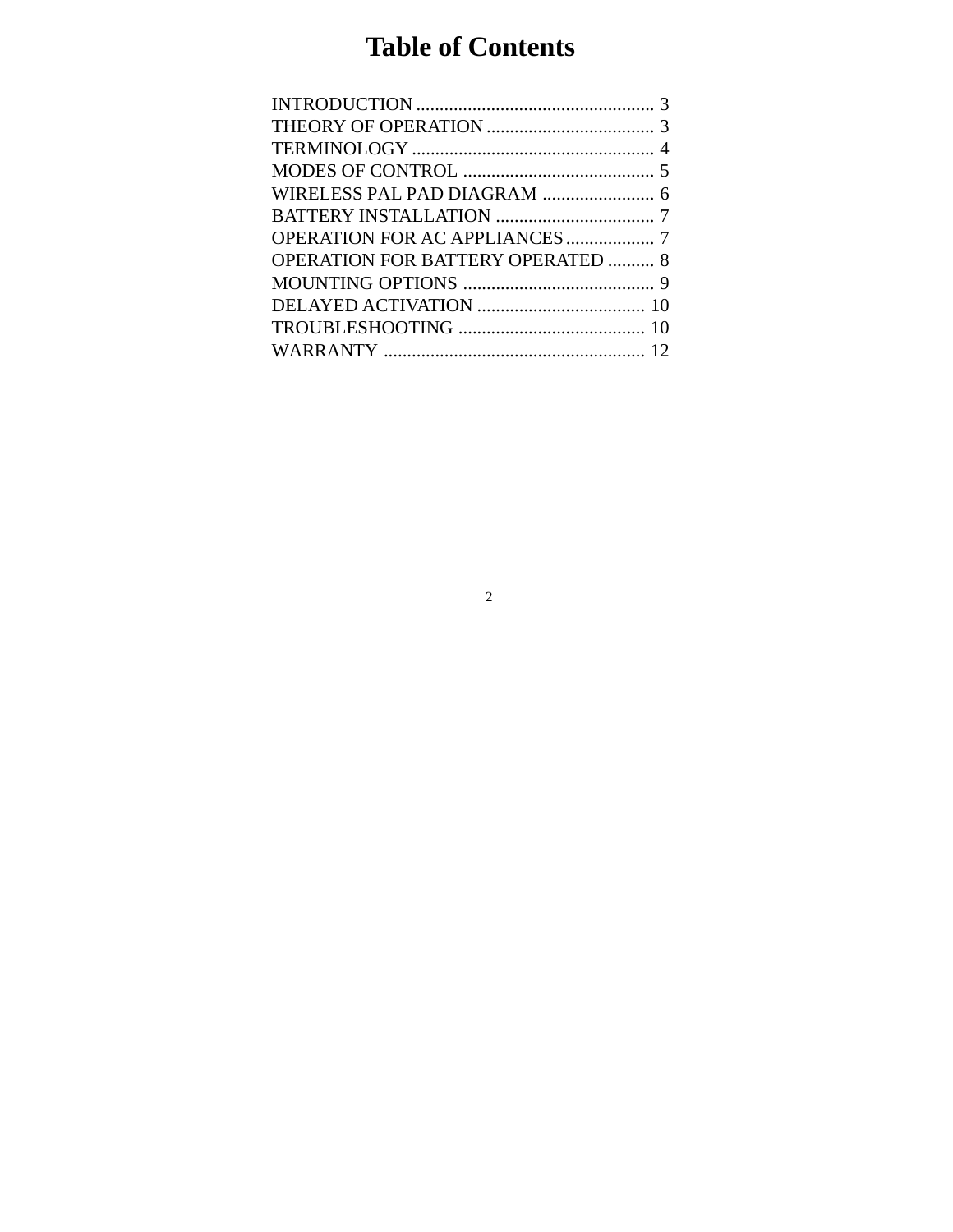# Table of Contents

INTRODUCTION .................................................. 3
THEORY OF OPERATION .................................... 3
TERMINOLOGY .................................................... 4
MODES OF CONTROL ......................................... 5
WIRELESS PAL PAD DIAGRAM ........................ 6
BATTERY INSTALLATION .................................. 7
OPERATION FOR AC APPLIANCES ................... 7
OPERATION FOR BATTERY OPERATED .......... 8
MOUNTING OPTIONS ......................................... 9
DELAYED ACTIVATION .................................... 10
TROUBLESHOOTING ........................................ 10
WARRANTY ........................................................ 12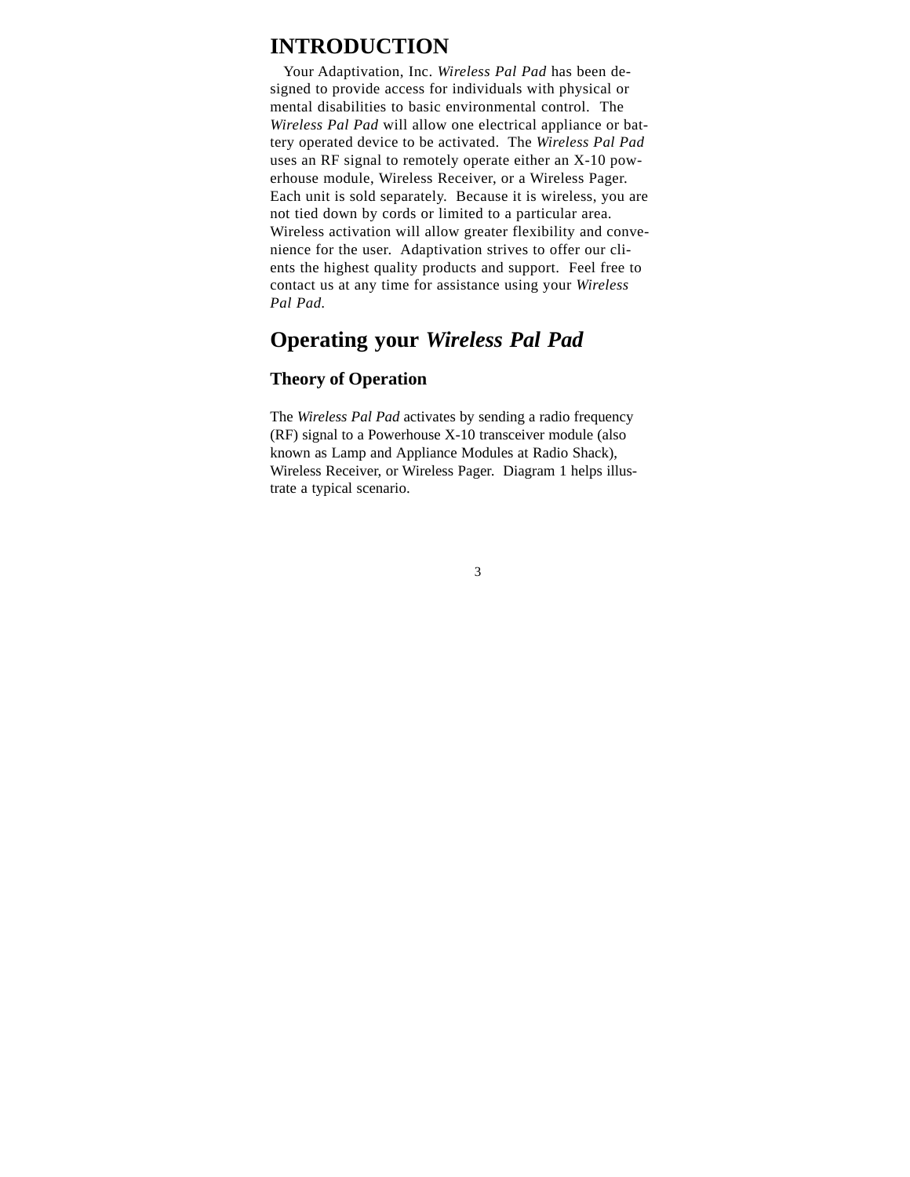# INTRODUCTION

Your Adaptivation, Inc. *Wireless Pal Pad* has been designed to provide access for individuals with physical or mental disabilities to basic environmental control. The *Wireless Pal Pad* will allow one electrical appliance or battery operated device to be activated. The *Wireless Pal Pad* uses an RF signal to remotely operate either an X-10 powerhouse module, Wireless Receiver, or a Wireless Pager. Each unit is sold separately. Because it is wireless, you are not tied down by cords or limited to a particular area. Wireless activation will allow greater flexibility and convenience for the user. Adaptivation strives to offer our clients the highest quality products and support. Feel free to contact us at any time for assistance using your *Wireless Pal Pad*.

# Operating your *Wireless Pal Pad*

## Theory of Operation

The *Wireless Pal Pad* activates by sending a radio frequency (RF) signal to a Powerhouse X-10 transceiver module (also known as Lamp and Appliance Modules at Radio Shack), Wireless Receiver, or Wireless Pager. Diagram 1 helps illustrate a typical scenario.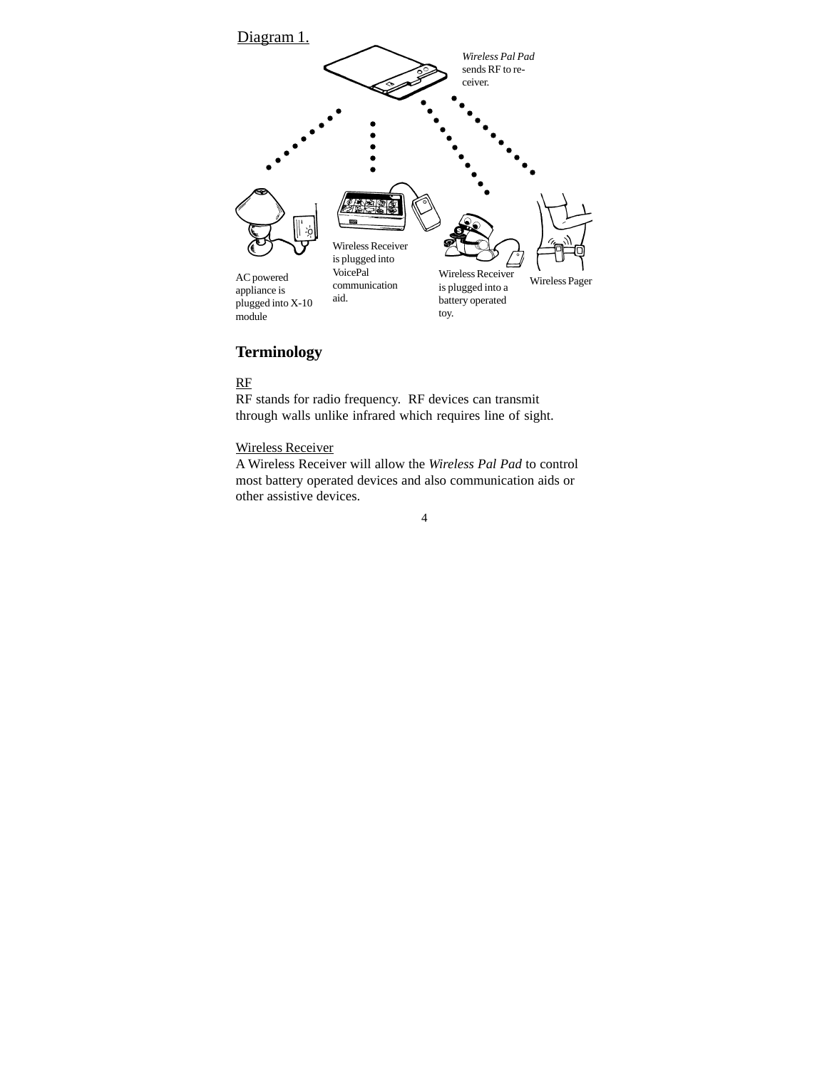Diagram 1.

*Wireless Pal Pad* sends RF to receiver.

AC powered appliance is plugged into X-10 module

Wireless Receiver is plugged into VoicePal communication aid.

Wireless Receiver is plugged into a battery operated toy.

Wireless Pager

## Terminology

RF

RF stands for radio frequency. RF devices can transmit through walls unlike infrared which requires line of sight.

Wireless Receiver

A Wireless Receiver will allow the *Wireless Pal Pad* to control most battery operated devices and also communication aids or other assistive devices.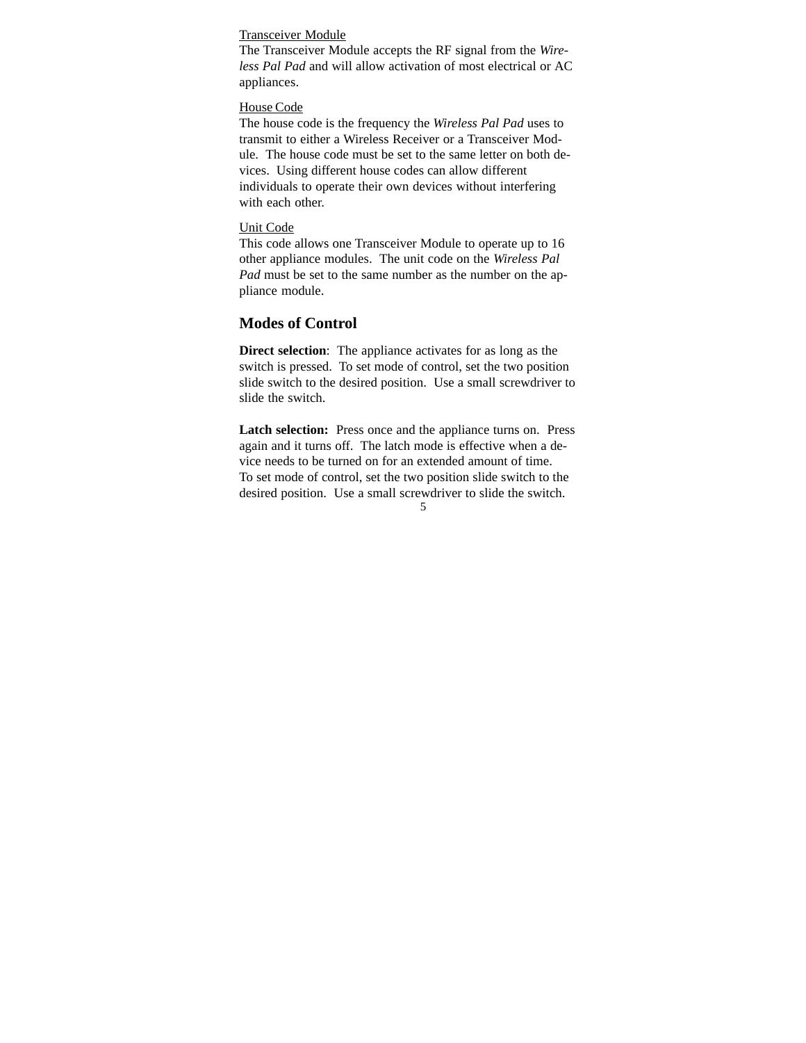Transceiver Module

The Transceiver Module accepts the RF signal from the *Wireless Pal Pad* and will allow activation of most electrical or AC appliances.

House Code

The house code is the frequency the *Wireless Pal Pad* uses to transmit to either a Wireless Receiver or a Transceiver Module. The house code must be set to the same letter on both devices. Using different house codes can allow different individuals to operate their own devices without interfering with each other.

Unit Code

This code allows one Transceiver Module to operate up to 16 other appliance modules. The unit code on the *Wireless Pal Pad* must be set to the same number as the number on the appliance module.

## Modes of Control

**Direct selection**: The appliance activates for as long as the switch is pressed. To set mode of control, set the two position slide switch to the desired position. Use a small screwdriver to slide the switch.

**Latch selection:** Press once and the appliance turns on. Press again and it turns off. The latch mode is effective when a device needs to be turned on for an extended amount of time. To set mode of control, set the two position slide switch to the desired position. Use a small screwdriver to slide the switch.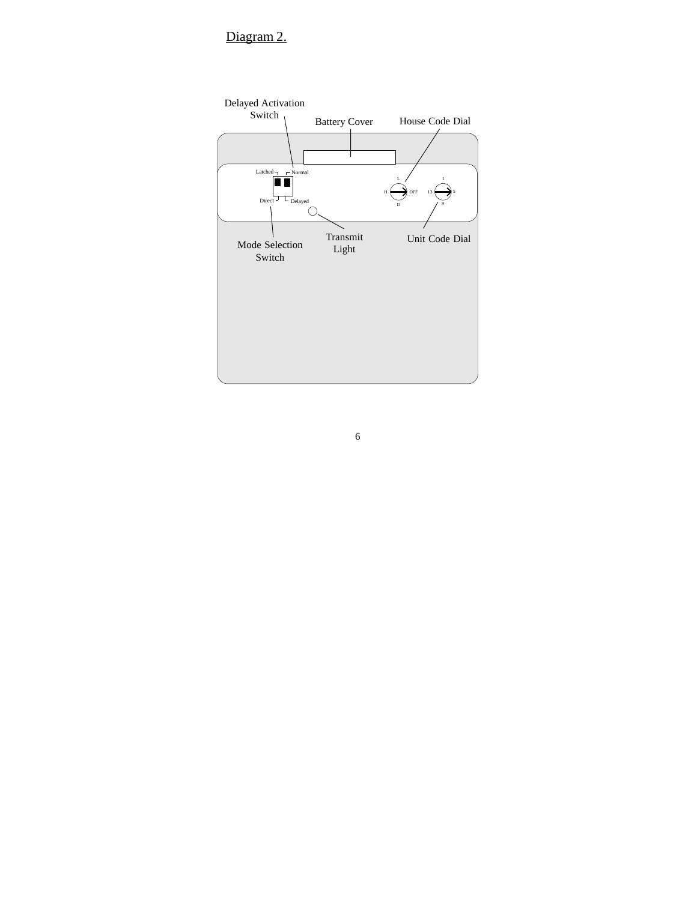Diagram 2.

Delayed Activation Switch

Battery Cover

House Code Dial

Latched

Normal

Direct

Delayed

L

H

OFF

D

1

13

5

9

Transmit Light

Unit Code Dial

Mode Selection Switch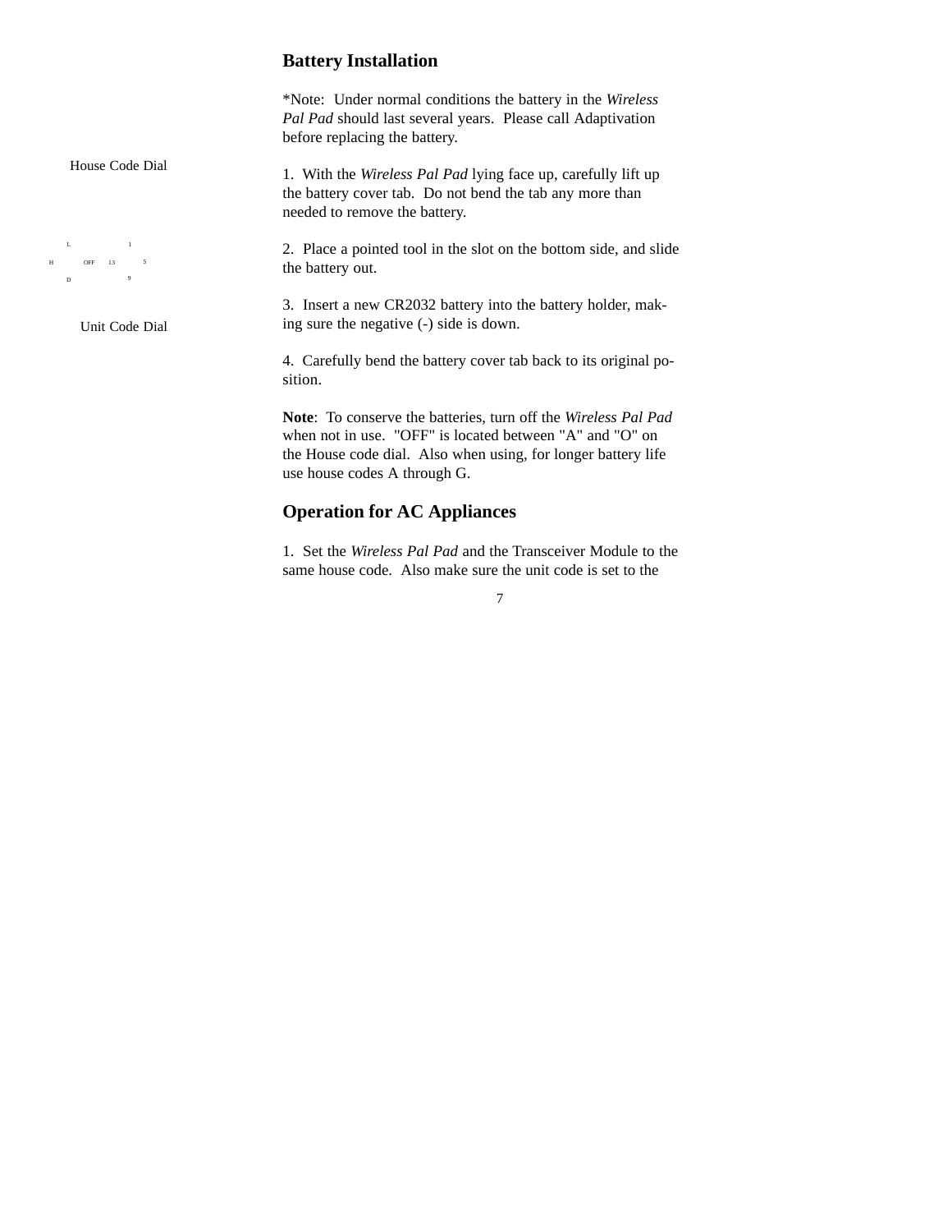House Code Dial

L 1

H OFF 13 5

D 9

Unit Code Dial

## Battery Installation

*Note: Under normal conditions the battery in the *Wireless Pal Pad* should last several years. Please call Adaptivation before replacing the battery.

1. With the *Wireless Pal Pad* lying face up, carefully lift up the battery cover tab. Do not bend the tab any more than needed to remove the battery.

2. Place a pointed tool in the slot on the bottom side, and slide the battery out.

3. Insert a new CR2032 battery into the battery holder, making sure the negative (-) side is down.

4. Carefully bend the battery cover tab back to its original position.

**Note**: To conserve the batteries, turn off the *Wireless Pal Pad* when not in use. "OFF" is located between "A" and "O" on the House code dial. Also when using, for longer battery life use house codes A through G.

## Operation for AC Appliances

1. Set the *Wireless Pal Pad* and the Transceiver Module to the same house code. Also make sure the unit code is set to the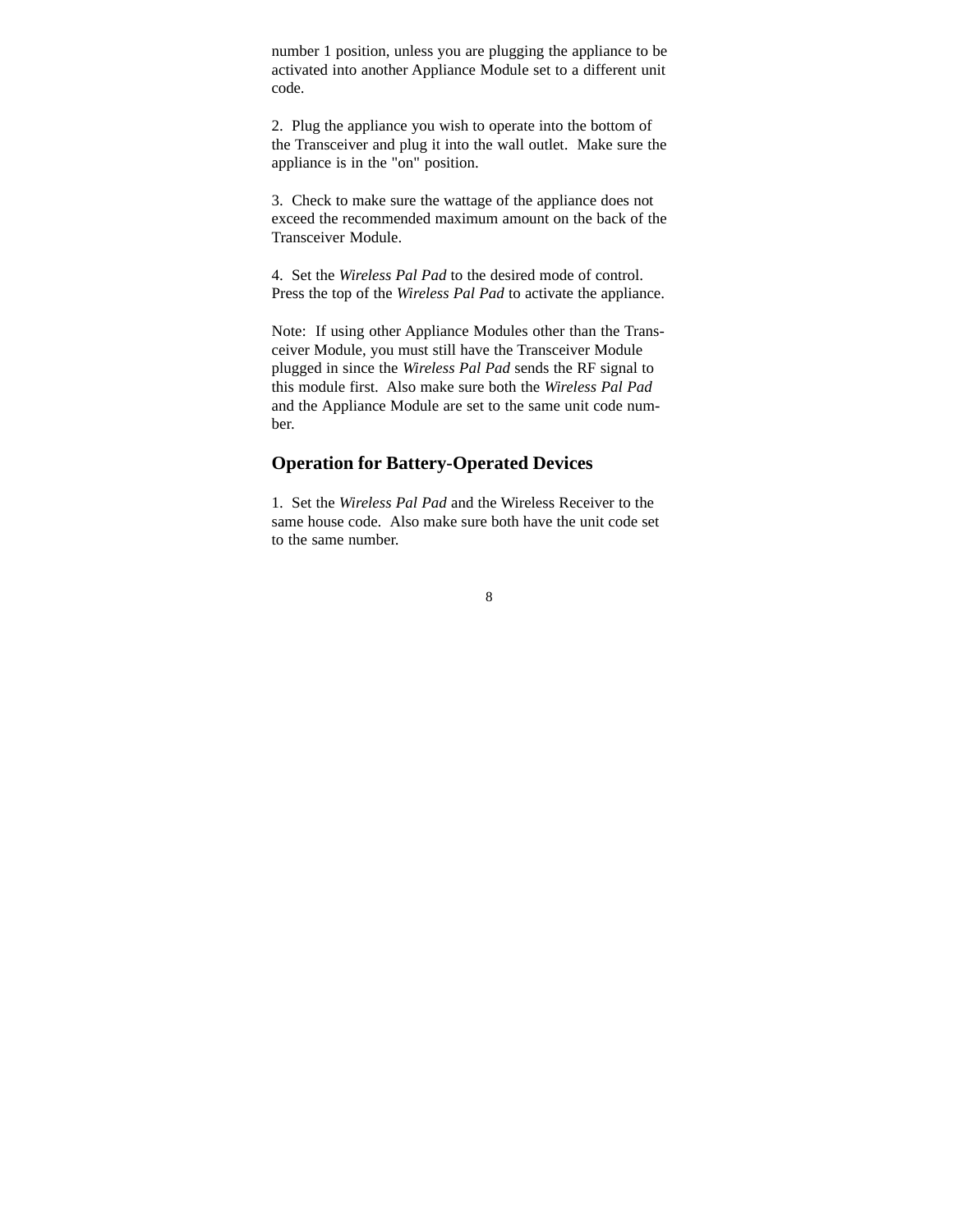number 1 position, unless you are plugging the appliance to be activated into another Appliance Module set to a different unit code.

2. Plug the appliance you wish to operate into the bottom of the Transceiver and plug it into the wall outlet. Make sure the appliance is in the "on" position.

3. Check to make sure the wattage of the appliance does not exceed the recommended maximum amount on the back of the Transceiver Module.

4. Set the *Wireless Pal Pad* to the desired mode of control. Press the top of the *Wireless Pal Pad* to activate the appliance.

Note: If using other Appliance Modules other than the Transceiver Module, you must still have the Transceiver Module plugged in since the *Wireless Pal Pad* sends the RF signal to this module first. Also make sure both the *Wireless Pal Pad* and the Appliance Module are set to the same unit code number.

## Operation for Battery-Operated Devices

1. Set the *Wireless Pal Pad* and the Wireless Receiver to the same house code. Also make sure both have the unit code set to the same number.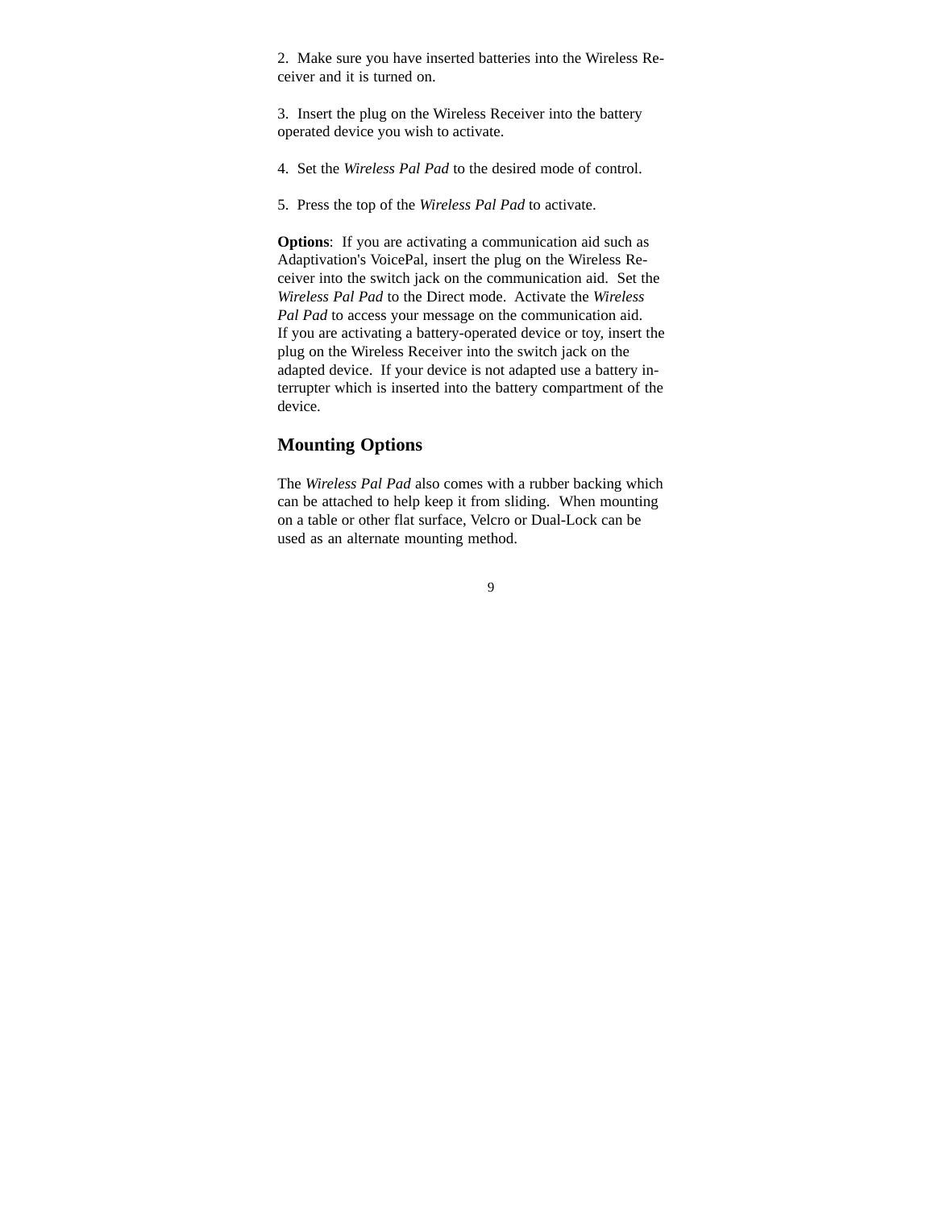2. Make sure you have inserted batteries into the Wireless Receiver and it is turned on.

3. Insert the plug on the Wireless Receiver into the battery operated device you wish to activate.

4. Set the *Wireless Pal Pad* to the desired mode of control.

5. Press the top of the *Wireless Pal Pad* to activate.

**Options**: If you are activating a communication aid such as Adaptivation's VoicePal, insert the plug on the Wireless Receiver into the switch jack on the communication aid. Set the *Wireless Pal Pad* to the Direct mode. Activate the *Wireless Pal Pad* to access your message on the communication aid. If you are activating a battery-operated device or toy, insert the plug on the Wireless Receiver into the switch jack on the adapted device. If your device is not adapted use a battery interrupter which is inserted into the battery compartment of the device.

## Mounting Options

The *Wireless Pal Pad* also comes with a rubber backing which can be attached to help keep it from sliding. When mounting on a table or other flat surface, Velcro or Dual-Lock can be used as an alternate mounting method.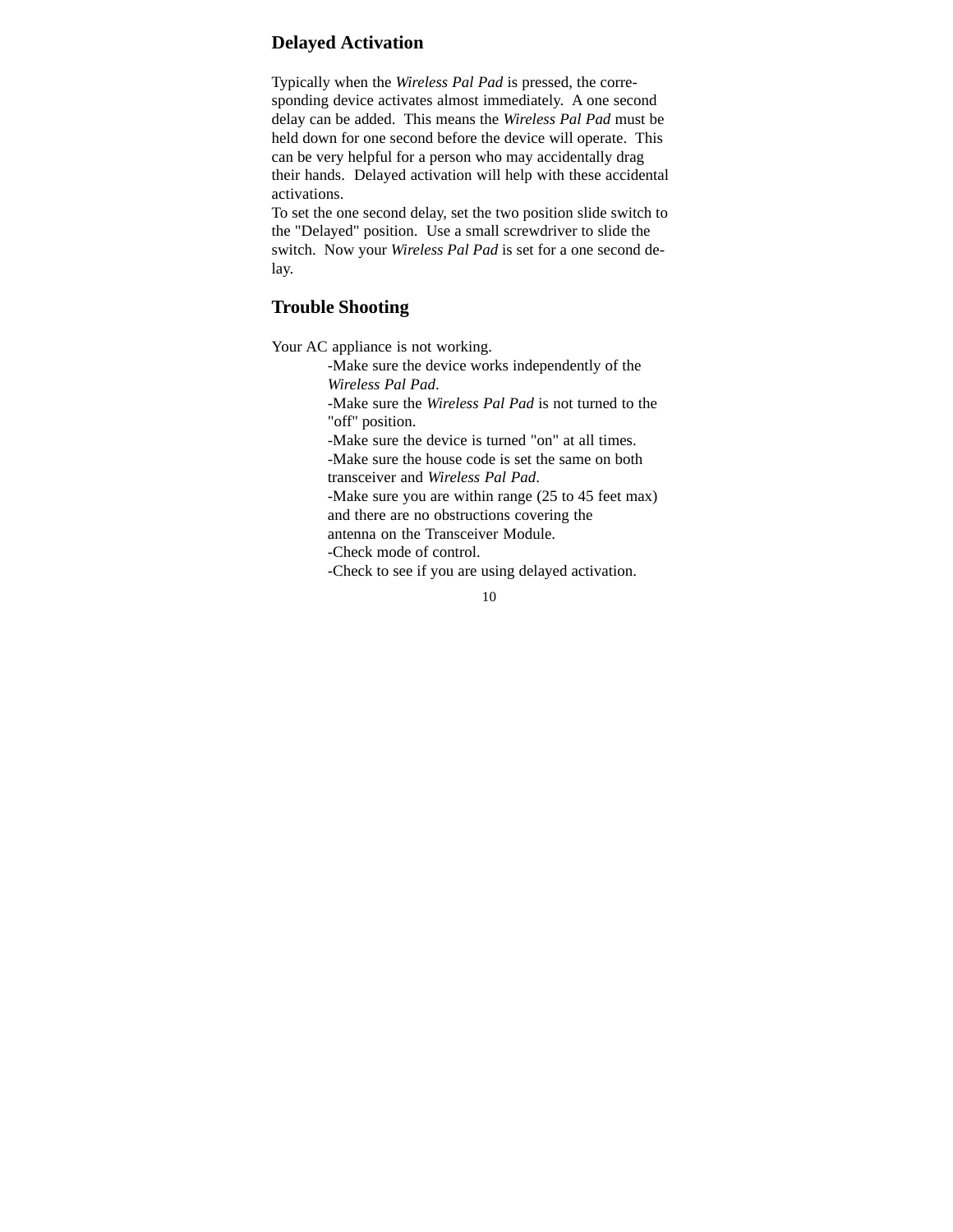## Delayed Activation

Typically when the *Wireless Pal Pad* is pressed, the corresponding device activates almost immediately. A one second delay can be added. This means the *Wireless Pal Pad* must be held down for one second before the device will operate. This can be very helpful for a person who may accidentally drag their hands. Delayed activation will help with these accidental activations.
To set the one second delay, set the two position slide switch to the "Delayed" position. Use a small screwdriver to slide the switch. Now your *Wireless Pal Pad* is set for a one second delay.

## Trouble Shooting

Your AC appliance is not working.

- -Make sure the device works independently of the *Wireless Pal Pad*.
- -Make sure the *Wireless Pal Pad* is not turned to the "off" position.
- -Make sure the device is turned "on" at all times.
- -Make sure the house code is set the same on both transceiver and *Wireless Pal Pad*.
- -Make sure you are within range (25 to 45 feet max) and there are no obstructions covering the antenna on the Transceiver Module.
- -Check mode of control.
- -Check to see if you are using delayed activation.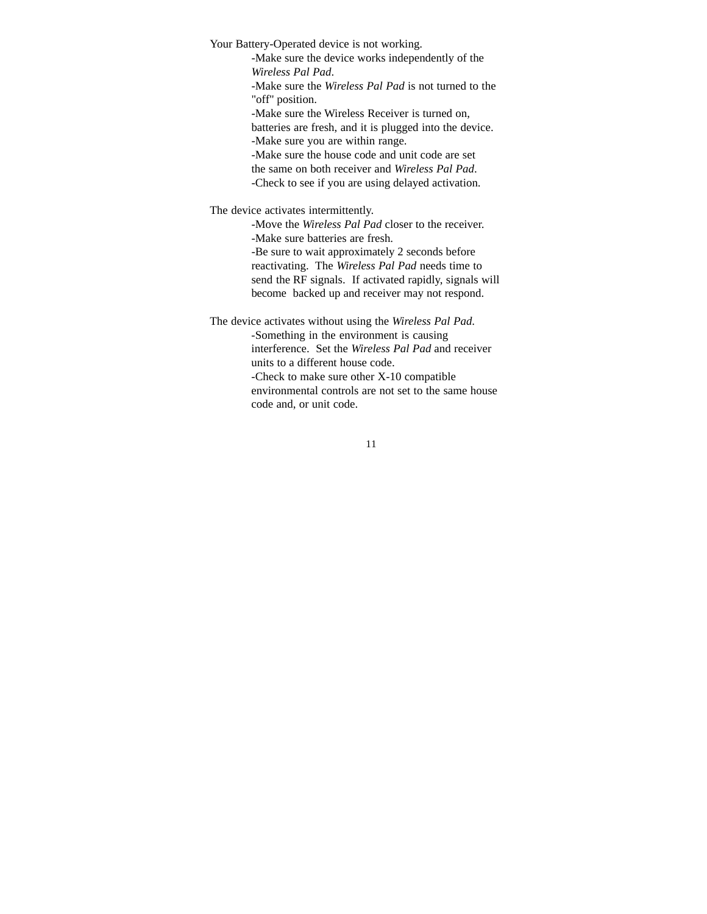Your Battery-Operated device is not working.

-Make sure the device works independently of the *Wireless Pal Pad*.
-Make sure the *Wireless Pal Pad* is not turned to the "off" position.
-Make sure the Wireless Receiver is turned on, batteries are fresh, and it is plugged into the device.
-Make sure you are within range.
-Make sure the house code and unit code are set the same on both receiver and *Wireless Pal Pad*.
-Check to see if you are using delayed activation.

The device activates intermittently.

-Move the *Wireless Pal Pad* closer to the receiver.
-Make sure batteries are fresh.
-Be sure to wait approximately 2 seconds before reactivating. The *Wireless Pal Pad* needs time to send the RF signals. If activated rapidly, signals will become backed up and receiver may not respond.

The device activates without using the *Wireless Pal Pad*.

-Something in the environment is causing interference. Set the *Wireless Pal Pad* and receiver units to a different house code.
-Check to make sure other X-10 compatible environmental controls are not set to the same house code and, or unit code.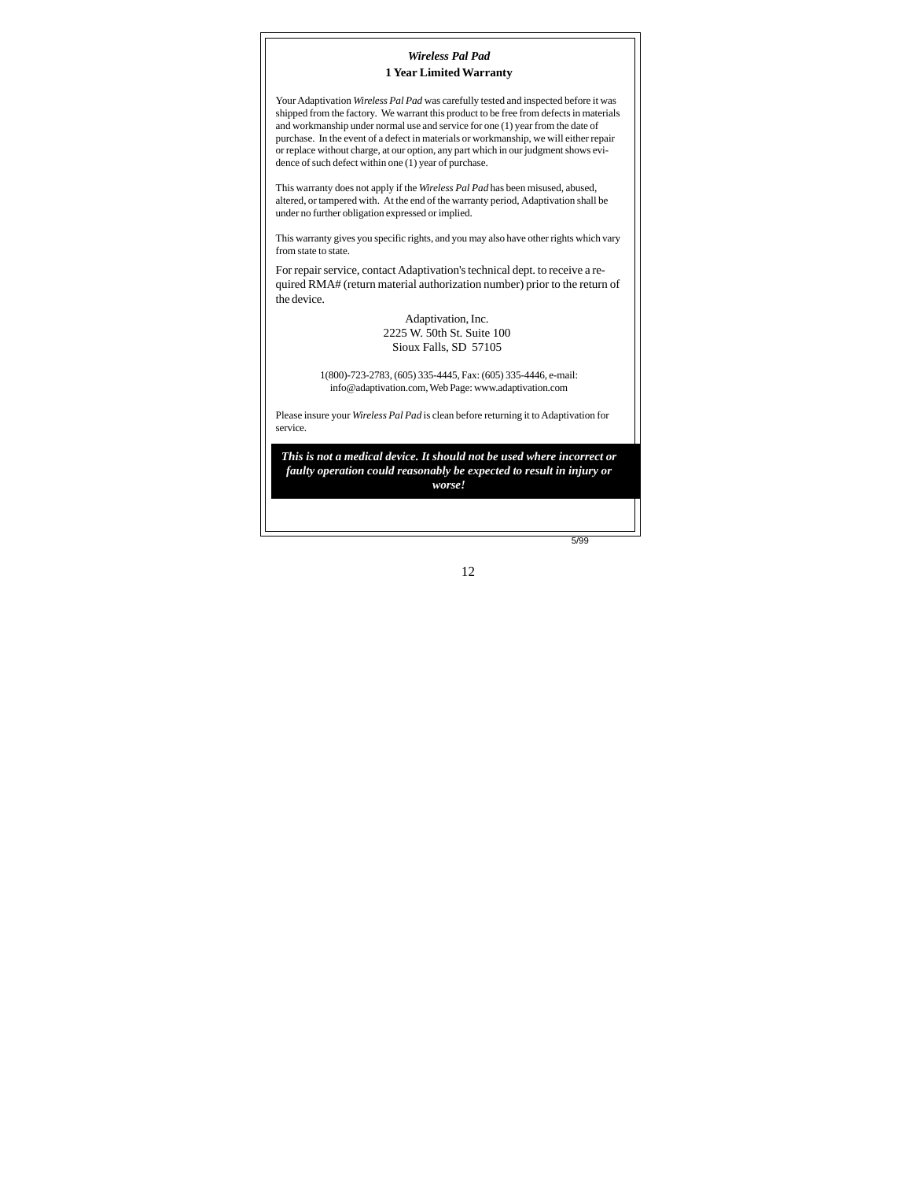## *Wireless Pal Pad*
## 1 Year Limited Warranty

Your Adaptivation *Wireless Pal Pad* was carefully tested and inspected before it was shipped from the factory. We warrant this product to be free from defects in materials and workmanship under normal use and service for one (1) year from the date of purchase. In the event of a defect in materials or workmanship, we will either repair or replace without charge, at our option, any part which in our judgment shows evidence of such defect within one (1) year of purchase.

This warranty does not apply if the *Wireless Pal Pad* has been misused, abused, altered, or tampered with. At the end of the warranty period, Adaptivation shall be under no further obligation expressed or implied.

This warranty gives you specific rights, and you may also have other rights which vary from state to state.

For repair service, contact Adaptivation's technical dept. to receive a required RMA# (return material authorization number) prior to the return of the device.

Adaptivation, Inc.
2225 W. 50th St. Suite 100
Sioux Falls, SD 57105

1(800)-723-2783, (605) 335-4445, Fax: (605) 335-4446, e-mail: info@adaptivation.com, Web Page: www.adaptivation.com

Please insure your *Wireless Pal Pad* is clean before returning it to Adaptivation for service.

***This is not a medical device. It should not be used where incorrect or faulty operation could reasonably be expected to result in injury or worse!***

5/99